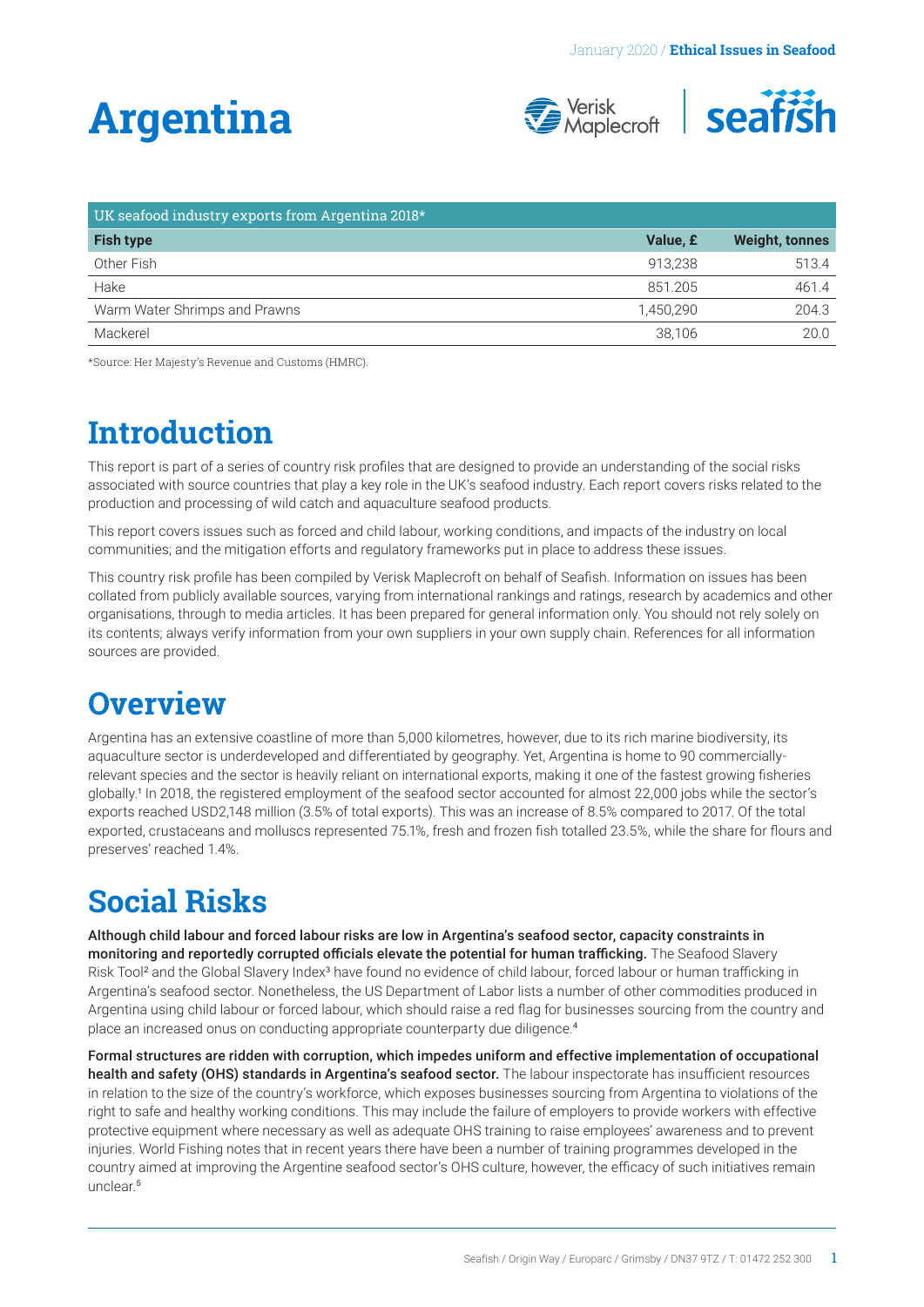# Argentina

| UK seafood industry exports from Argentina 2018* | | |
|---|---|---|
| **Fish type** | **Value, £** | **Weight, tonnes** |
| Other Fish | 913,238 | 513.4 |
| Hake | 851.205 | 461.4 |
| Warm Water Shrimps and Prawns | 1,450,290 | 204.3 |
| Mackerel | 38,106 | 20.0 |

*Source: Her Majesty's Revenue and Customs (HMRC).

## Introduction

This report is part of a series of country risk profiles that are designed to provide an understanding of the social risks associated with source countries that play a key role in the UK's seafood industry. Each report covers risks related to the production and processing of wild catch and aquaculture seafood products.

This report covers issues such as forced and child labour, working conditions, and impacts of the industry on local communities; and the mitigation efforts and regulatory frameworks put in place to address these issues.

This country risk profile has been compiled by Verisk Maplecroft on behalf of Seafish. Information on issues has been collated from publicly available sources, varying from international rankings and ratings, research by academics and other organisations, through to media articles. It has been prepared for general information only. You should not rely solely on its contents; always verify information from your own suppliers in your own supply chain. References for all information sources are provided.

## Overview

Argentina has an extensive coastline of more than 5,000 kilometres, however, due to its rich marine biodiversity, its aquaculture sector is underdeveloped and differentiated by geography. Yet, Argentina is home to 90 commercially-relevant species and the sector is heavily reliant on international exports, making it one of the fastest growing fisheries globally.[1] In 2018, the registered employment of the seafood sector accounted for almost 22,000 jobs while the sector's exports reached USD2,148 million (3.5% of total exports). This was an increase of 8.5% compared to 2017. Of the total exported, crustaceans and molluscs represented 75.1%, fresh and frozen fish totalled 23.5%, while the share for flours and preserves' reached 1.4%.

## Social Risks

**Although child labour and forced labour risks are low in Argentina's seafood sector, capacity constraints in monitoring and reportedly corrupted officials elevate the potential for human trafficking.** The Seafood Slavery Risk Tool[2] and the Global Slavery Index[3] have found no evidence of child labour, forced labour or human trafficking in Argentina's seafood sector. Nonetheless, the US Department of Labor lists a number of other commodities produced in Argentina using child labour or forced labour, which should raise a red flag for businesses sourcing from the country and place an increased onus on conducting appropriate counterparty due diligence.[4]

**Formal structures are ridden with corruption, which impedes uniform and effective implementation of occupational health and safety (OHS) standards in Argentina's seafood sector.** The labour inspectorate has insufficient resources in relation to the size of the country's workforce, which exposes businesses sourcing from Argentina to violations of the right to safe and healthy working conditions. This may include the failure of employers to provide workers with effective protective equipment where necessary as well as adequate OHS training to raise employees' awareness and to prevent injuries. World Fishing notes that in recent years there have been a number of training programmes developed in the country aimed at improving the Argentine seafood sector's OHS culture, however, the efficacy of such initiatives remain unclear.[5]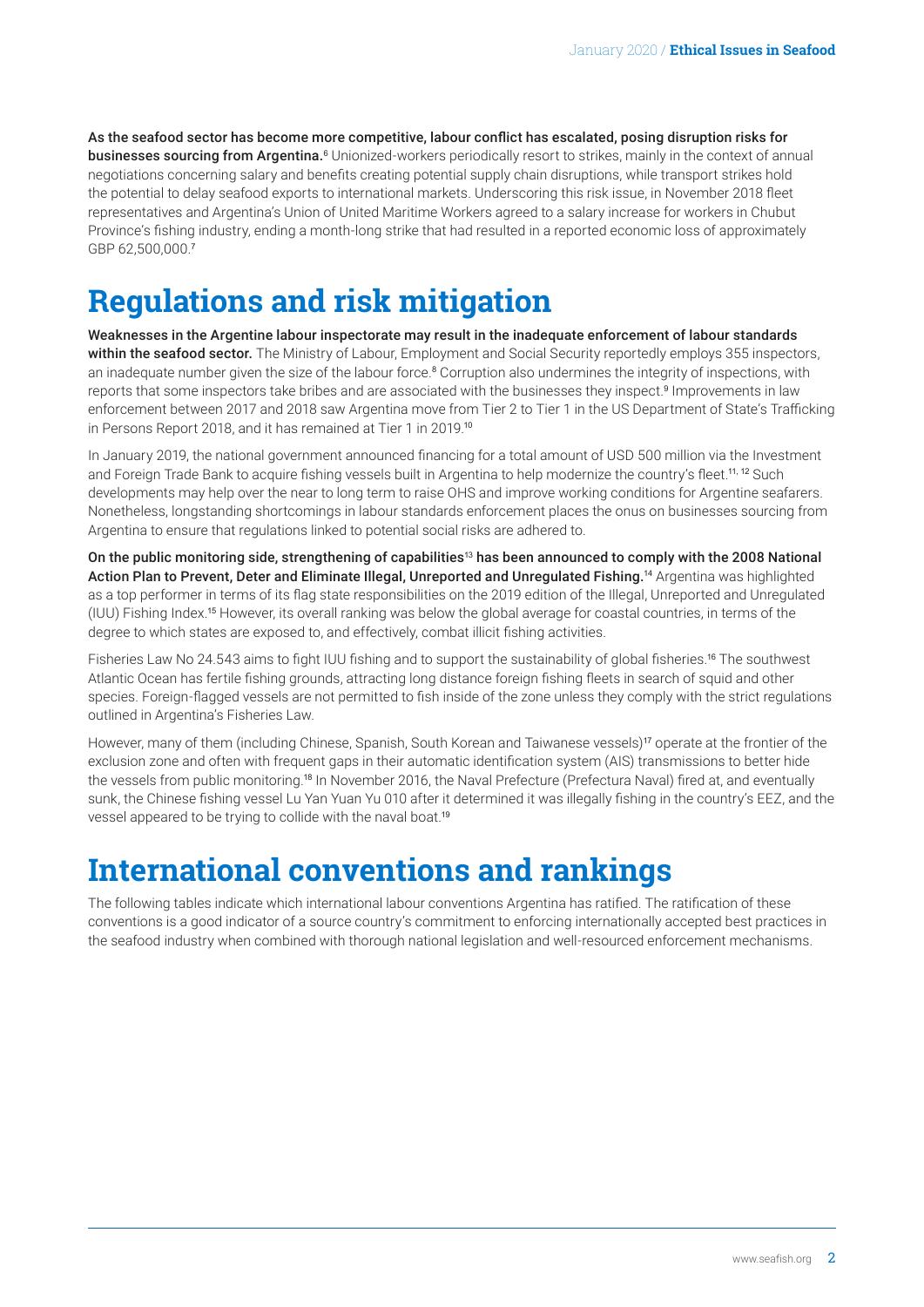**As the seafood sector has become more competitive, labour conflict has escalated, posing disruption risks for businesses sourcing from Argentina.**[6] Unionized-workers periodically resort to strikes, mainly in the context of annual negotiations concerning salary and benefits creating potential supply chain disruptions, while transport strikes hold the potential to delay seafood exports to international markets. Underscoring this risk issue, in November 2018 fleet representatives and Argentina's Union of United Maritime Workers agreed to a salary increase for workers in Chubut Province's fishing industry, ending a month-long strike that had resulted in a reported economic loss of approximately GBP 62,500,000.[7]

# Regulations and risk mitigation

**Weaknesses in the Argentine labour inspectorate may result in the inadequate enforcement of labour standards within the seafood sector.** The Ministry of Labour, Employment and Social Security reportedly employs 355 inspectors, an inadequate number given the size of the labour force.[8] Corruption also undermines the integrity of inspections, with reports that some inspectors take bribes and are associated with the businesses they inspect.[9] Improvements in law enforcement between 2017 and 2018 saw Argentina move from Tier 2 to Tier 1 in the US Department of State's Trafficking in Persons Report 2018, and it has remained at Tier 1 in 2019.[10]

In January 2019, the national government announced financing for a total amount of USD 500 million via the Investment and Foreign Trade Bank to acquire fishing vessels built in Argentina to help modernize the country's fleet.[11, 12] Such developments may help over the near to long term to raise OHS and improve working conditions for Argentine seafarers. Nonetheless, longstanding shortcomings in labour standards enforcement places the onus on businesses sourcing from Argentina to ensure that regulations linked to potential social risks are adhered to.

**On the public monitoring side, strengthening of capabilities[13] has been announced to comply with the 2008 National Action Plan to Prevent, Deter and Eliminate Illegal, Unreported and Unregulated Fishing.**[14] Argentina was highlighted as a top performer in terms of its flag state responsibilities on the 2019 edition of the Illegal, Unreported and Unregulated (IUU) Fishing Index.[15] However, its overall ranking was below the global average for coastal countries, in terms of the degree to which states are exposed to, and effectively, combat illicit fishing activities.

Fisheries Law No 24.543 aims to fight IUU fishing and to support the sustainability of global fisheries.[16] The southwest Atlantic Ocean has fertile fishing grounds, attracting long distance foreign fishing fleets in search of squid and other species. Foreign-flagged vessels are not permitted to fish inside of the zone unless they comply with the strict regulations outlined in Argentina's Fisheries Law.

However, many of them (including Chinese, Spanish, South Korean and Taiwanese vessels)[17] operate at the frontier of the exclusion zone and often with frequent gaps in their automatic identification system (AIS) transmissions to better hide the vessels from public monitoring.[18] In November 2016, the Naval Prefecture (Prefectura Naval) fired at, and eventually sunk, the Chinese fishing vessel Lu Yan Yuan Yu 010 after it determined it was illegally fishing in the country's EEZ, and the vessel appeared to be trying to collide with the naval boat.[19]

# International conventions and rankings

The following tables indicate which international labour conventions Argentina has ratified. The ratification of these conventions is a good indicator of a source country's commitment to enforcing internationally accepted best practices in the seafood industry when combined with thorough national legislation and well-resourced enforcement mechanisms.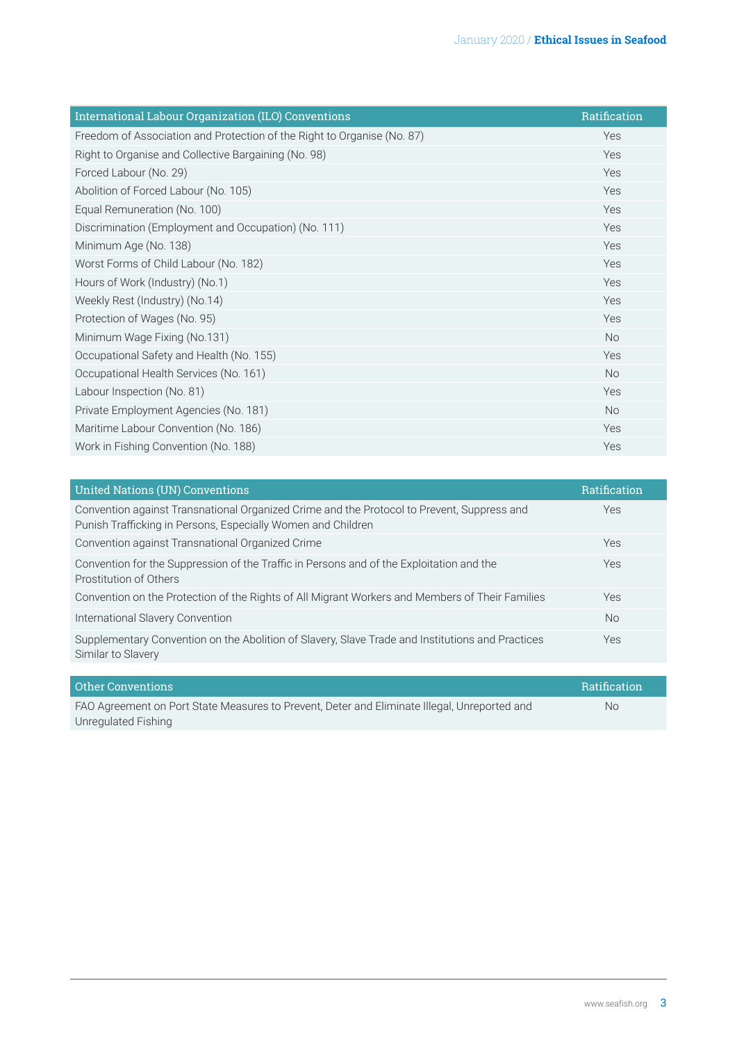| International Labour Organization (ILO) Conventions | Ratification |
| --- | --- |
| Freedom of Association and Protection of the Right to Organise (No. 87) | Yes |
| Right to Organise and Collective Bargaining (No. 98) | Yes |
| Forced Labour (No. 29) | Yes |
| Abolition of Forced Labour (No. 105) | Yes |
| Equal Remuneration (No. 100) | Yes |
| Discrimination (Employment and Occupation) (No. 111) | Yes |
| Minimum Age (No. 138) | Yes |
| Worst Forms of Child Labour (No. 182) | Yes |
| Hours of Work (Industry) (No.1) | Yes |
| Weekly Rest (Industry) (No.14) | Yes |
| Protection of Wages (No. 95) | Yes |
| Minimum Wage Fixing (No.131) | No |
| Occupational Safety and Health (No. 155) | Yes |
| Occupational Health Services (No. 161) | No |
| Labour Inspection (No. 81) | Yes |
| Private Employment Agencies (No. 181) | No |
| Maritime Labour Convention (No. 186) | Yes |
| Work in Fishing Convention (No. 188) | Yes |

| United Nations (UN) Conventions | Ratification |
| --- | --- |
| Convention against Transnational Organized Crime and the Protocol to Prevent, Suppress and Punish Trafficking in Persons, Especially Women and Children | Yes |
| Convention against Transnational Organized Crime | Yes |
| Convention for the Suppression of the Traffic in Persons and of the Exploitation and the Prostitution of Others | Yes |
| Convention on the Protection of the Rights of All Migrant Workers and Members of Their Families | Yes |
| International Slavery Convention | No |
| Supplementary Convention on the Abolition of Slavery, Slave Trade and Institutions and Practices Similar to Slavery | Yes |

| Other Conventions | Ratification |
| --- | --- |
| FAO Agreement on Port State Measures to Prevent, Deter and Eliminate Illegal, Unreported and Unregulated Fishing | No |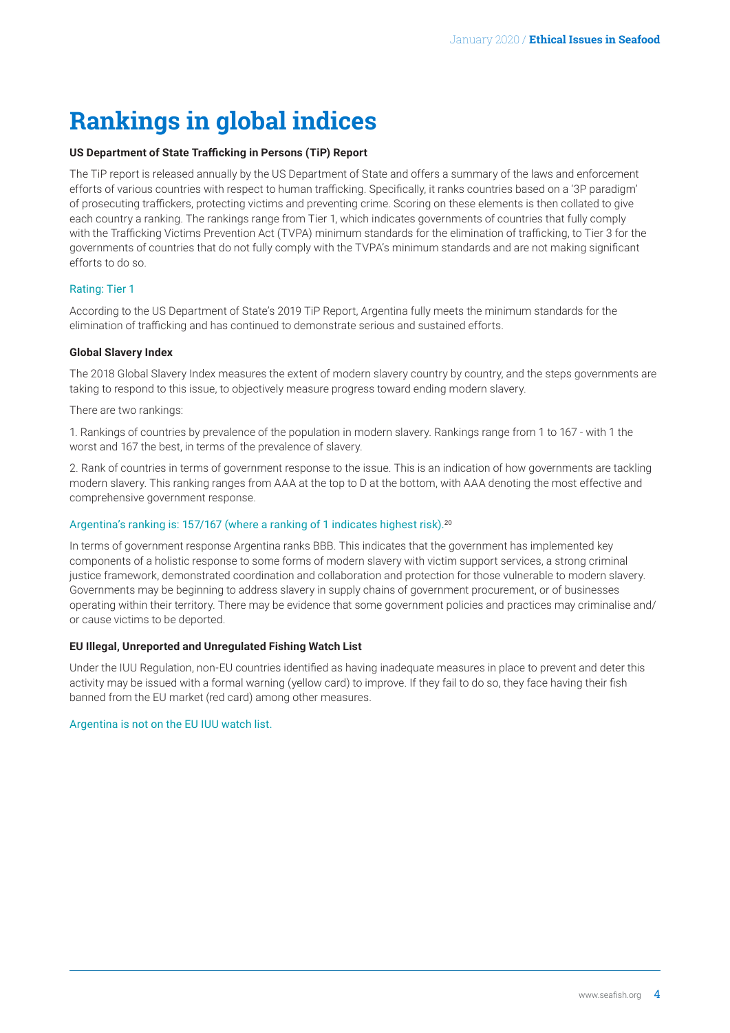# Rankings in global indices

**US Department of State Trafficking in Persons (TiP) Report**

The TiP report is released annually by the US Department of State and offers a summary of the laws and enforcement efforts of various countries with respect to human trafficking. Specifically, it ranks countries based on a '3P paradigm' of prosecuting traffickers, protecting victims and preventing crime. Scoring on these elements is then collated to give each country a ranking. The rankings range from Tier 1, which indicates governments of countries that fully comply with the Trafficking Victims Prevention Act (TVPA) minimum standards for the elimination of trafficking, to Tier 3 for the governments of countries that do not fully comply with the TVPA's minimum standards and are not making significant efforts to do so.

Rating: Tier 1

According to the US Department of State's 2019 TiP Report, Argentina fully meets the minimum standards for the elimination of trafficking and has continued to demonstrate serious and sustained efforts.

**Global Slavery Index**

The 2018 Global Slavery Index measures the extent of modern slavery country by country, and the steps governments are taking to respond to this issue, to objectively measure progress toward ending modern slavery.

There are two rankings:

1. Rankings of countries by prevalence of the population in modern slavery. Rankings range from 1 to 167 - with 1 the worst and 167 the best, in terms of the prevalence of slavery.

2. Rank of countries in terms of government response to the issue. This is an indication of how governments are tackling modern slavery. This ranking ranges from AAA at the top to D at the bottom, with AAA denoting the most effective and comprehensive government response.

Argentina's ranking is: 157/167 (where a ranking of 1 indicates highest risk).[20]

In terms of government response Argentina ranks BBB. This indicates that the government has implemented key components of a holistic response to some forms of modern slavery with victim support services, a strong criminal justice framework, demonstrated coordination and collaboration and protection for those vulnerable to modern slavery. Governments may be beginning to address slavery in supply chains of government procurement, or of businesses operating within their territory. There may be evidence that some government policies and practices may criminalise and/or cause victims to be deported.

**EU Illegal, Unreported and Unregulated Fishing Watch List**

Under the IUU Regulation, non-EU countries identified as having inadequate measures in place to prevent and deter this activity may be issued with a formal warning (yellow card) to improve. If they fail to do so, they face having their fish banned from the EU market (red card) among other measures.

Argentina is not on the EU IUU watch list.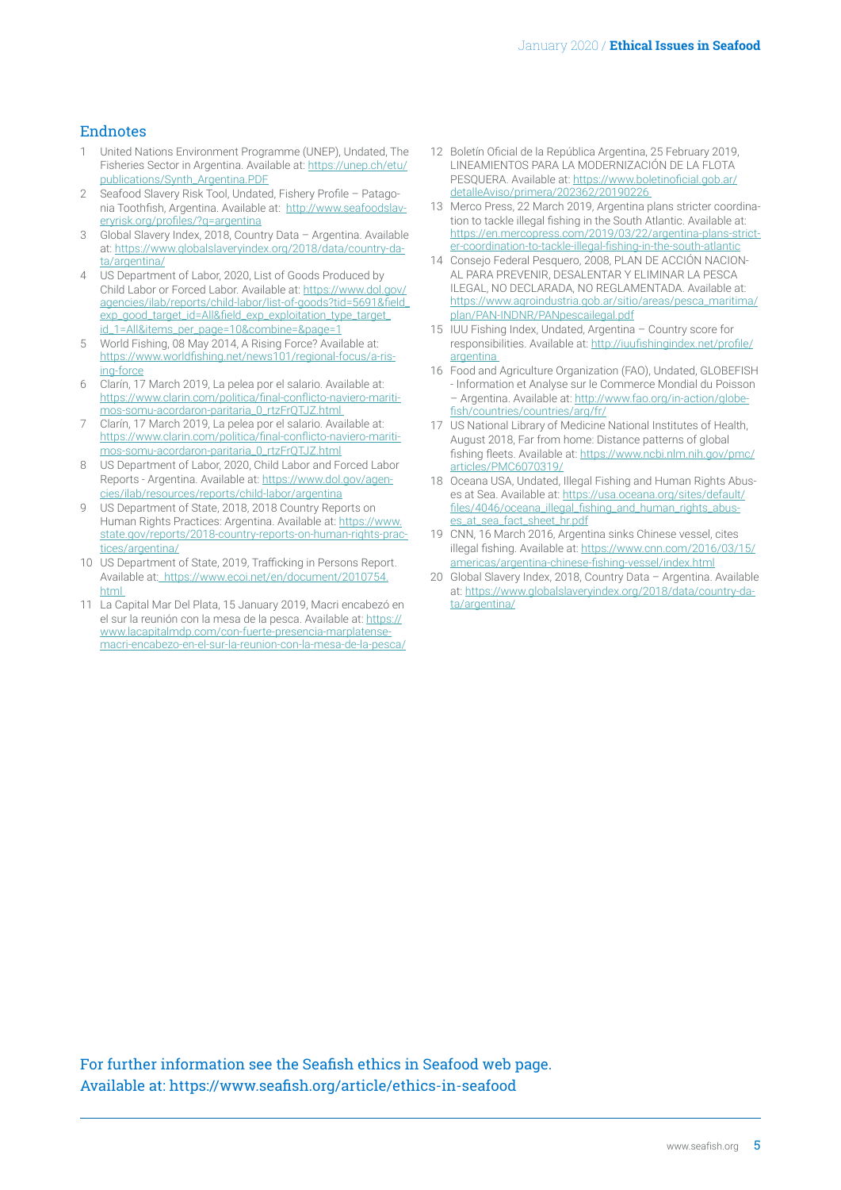## Endnotes

1. United Nations Environment Programme (UNEP), Undated, The Fisheries Sector in Argentina. Available at: https://unep.ch/etu/publications/Synth_Argentina.PDF
2. Seafood Slavery Risk Tool, Undated, Fishery Profile – Patagonia Toothfish, Argentina. Available at: http://www.seafoodslaveryrisk.org/profiles/?q=argentina
3. Global Slavery Index, 2018, Country Data – Argentina. Available at: https://www.globalslaveryindex.org/2018/data/country-data/argentina/
4. US Department of Labor, 2020, List of Goods Produced by Child Labor or Forced Labor. Available at: https://www.dol.gov/agencies/ilab/reports/child-labor/list-of-goods?tid=5691&field_exp_good_target_id=All&field_exp_exploitation_type_target_id_1=All&items_per_page=10&combine=&page=1
5. World Fishing, 08 May 2014, A Rising Force? Available at: https://www.worldfishing.net/news101/regional-focus/a-rising-force
6. Clarín, 17 March 2019, La pelea por el salario. Available at: https://www.clarin.com/politica/final-conflicto-naviero-maritimos-somu-acordaron-paritaria_0_rtzFrQTJZ.html
7. Clarín, 17 March 2019, La pelea por el salario. Available at: https://www.clarin.com/politica/final-conflicto-naviero-maritimos-somu-acordaron-paritaria_0_rtzFrQTJZ.html
8. US Department of Labor, 2020, Child Labor and Forced Labor Reports - Argentina. Available at: https://www.dol.gov/agencies/ilab/resources/reports/child-labor/argentina
9. US Department of State, 2018, 2018 Country Reports on Human Rights Practices: Argentina. Available at: https://www.state.gov/reports/2018-country-reports-on-human-rights-practices/argentina/
10. US Department of State, 2019, Trafficking in Persons Report. Available at: https://www.ecoi.net/en/document/2010754.html
11. La Capital Mar Del Plata, 15 January 2019, Macri encabezó en el sur la reunión con la mesa de la pesca. Available at: https://www.lacapitalmdp.com/con-fuerte-presencia-marplatense-macri-encabezo-en-el-sur-la-reunion-con-la-mesa-de-la-pesca/
12. Boletín Oficial de la República Argentina, 25 February 2019, LINEAMIENTOS PARA LA MODERNIZACIÓN DE LA FLOTA PESQUERA. Available at: https://www.boletinoficial.gob.ar/detalleAviso/primera/202362/20190226
13. Merco Press, 22 March 2019, Argentina plans stricter coordination to tackle illegal fishing in the South Atlantic. Available at: https://en.mercopress.com/2019/03/22/argentina-plans-stricter-coordination-to-tackle-illegal-fishing-in-the-south-atlantic
14. Consejo Federal Pesquero, 2008, PLAN DE ACCIÓN NACIONAL PARA PREVENIR, DESALENTAR Y ELIMINAR LA PESCA ILEGAL, NO DECLARADA, NO REGLAMENTADA. Available at: https://www.agroindustria.gob.ar/sitio/areas/pesca_maritima/plan/PAN-INDNR/PANpescailegal.pdf
15. IUU Fishing Index, Undated, Argentina – Country score for responsibilities. Available at: http://iuufishingindex.net/profile/argentina
16. Food and Agriculture Organization (FAO), Undated, GLOBEFISH - Information et Analyse sur le Commerce Mondial du Poisson – Argentina. Available at: http://www.fao.org/in-action/globefish/countries/countries/arg/fr/
17. US National Library of Medicine National Institutes of Health, August 2018, Far from home: Distance patterns of global fishing fleets. Available at: https://www.ncbi.nlm.nih.gov/pmc/articles/PMC6070319/
18. Oceana USA, Undated, Illegal Fishing and Human Rights Abuses at Sea. Available at: https://usa.oceana.org/sites/default/files/4046/oceana_illegal_fishing_and_human_rights_abuses_at_sea_fact_sheet_hr.pdf
19. CNN, 16 March 2016, Argentina sinks Chinese vessel, cites illegal fishing. Available at: https://www.cnn.com/2016/03/15/americas/argentina-chinese-fishing-vessel/index.html
20. Global Slavery Index, 2018, Country Data – Argentina. Available at: https://www.globalslaveryindex.org/2018/data/country-data/argentina/

For further information see the Seafish ethics in Seafood web page.
Available at: https://www.seafish.org/article/ethics-in-seafood